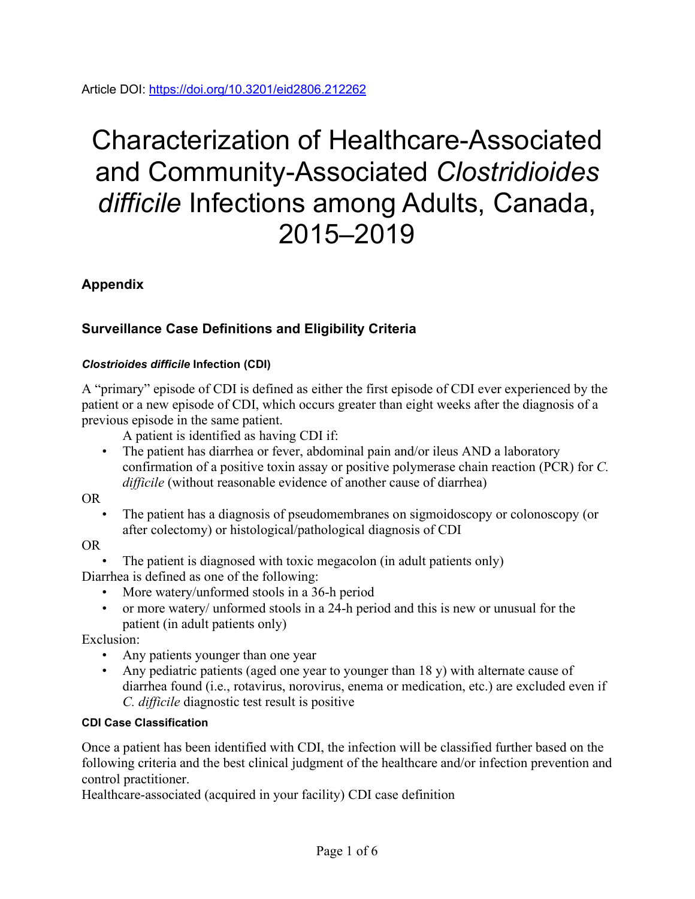Article DOI: https://doi.org/10.3201/eid2806.212262

# Characterization of Healthcare-Associated and Community-Associated *Clostridioides difficile* Infections among Adults, Canada, 2015–2019

## Appendix

### Surveillance Case Definitions and Eligibility Criteria

#### *Clostrioides difficile* Infection (CDI)

A “primary” episode of CDI is defined as either the first episode of CDI ever experienced by the patient or a new episode of CDI, which occurs greater than eight weeks after the diagnosis of a previous episode in the same patient.

A patient is identified as having CDI if:

- The patient has diarrhea or fever, abdominal pain and/or ileus AND a laboratory confirmation of a positive toxin assay or positive polymerase chain reaction (PCR) for *C. difficile* (without reasonable evidence of another cause of diarrhea)

OR

- The patient has a diagnosis of pseudomembranes on sigmoidoscopy or colonoscopy (or after colectomy) or histological/pathological diagnosis of CDI

OR

- The patient is diagnosed with toxic megacolon (in adult patients only)

Diarrhea is defined as one of the following:

- More watery/unformed stools in a 36-h period
- or more watery/ unformed stools in a 24-h period and this is new or unusual for the patient (in adult patients only)

Exclusion:

- Any patients younger than one year
- Any pediatric patients (aged one year to younger than 18 y) with alternate cause of diarrhea found (i.e., rotavirus, norovirus, enema or medication, etc.) are excluded even if *C. difficile* diagnostic test result is positive

#### CDI Case Classification

Once a patient has been identified with CDI, the infection will be classified further based on the following criteria and the best clinical judgment of the healthcare and/or infection prevention and control practitioner.

Healthcare-associated (acquired in your facility) CDI case definition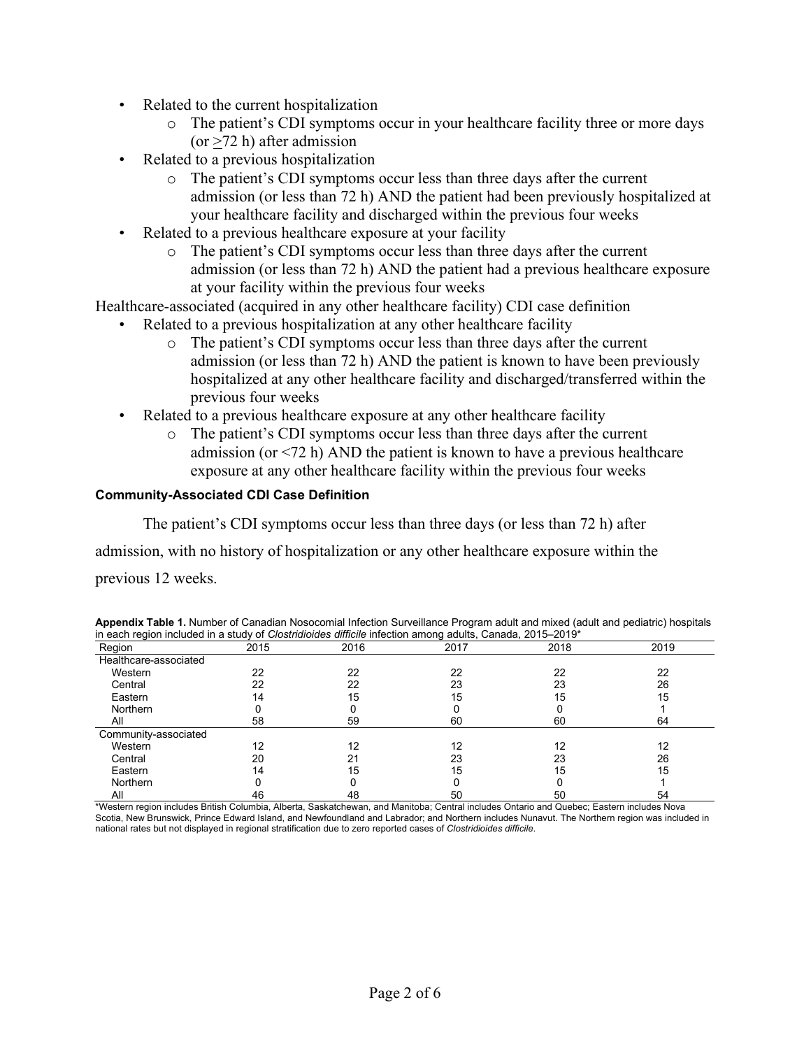- Related to the current hospitalization
    - The patient's CDI symptoms occur in your healthcare facility three or more days (or $\geq$72 h) after admission
- Related to a previous hospitalization
    - The patient's CDI symptoms occur less than three days after the current admission (or less than 72 h) AND the patient had been previously hospitalized at your healthcare facility and discharged within the previous four weeks
- Related to a previous healthcare exposure at your facility
    - The patient's CDI symptoms occur less than three days after the current admission (or less than 72 h) AND the patient had a previous healthcare exposure at your facility within the previous four weeks

Healthcare-associated (acquired in any other healthcare facility) CDI case definition

- Related to a previous hospitalization at any other healthcare facility
    - The patient's CDI symptoms occur less than three days after the current admission (or less than 72 h) AND the patient is known to have been previously hospitalized at any other healthcare facility and discharged/transferred within the previous four weeks
- Related to a previous healthcare exposure at any other healthcare facility
    - The patient's CDI symptoms occur less than three days after the current admission (or <72 h) AND the patient is known to have a previous healthcare exposure at any other healthcare facility within the previous four weeks

#### Community-Associated CDI Case Definition

The patient's CDI symptoms occur less than three days (or less than 72 h) after admission, with no history of hospitalization or any other healthcare exposure within the previous 12 weeks.

**Appendix Table 1.** Number of Canadian Nosocomial Infection Surveillance Program adult and mixed (adult and pediatric) hospitals in each region included in a study of *Clostridioides difficile* infection among adults, Canada, 2015–2019*

| Region | 2015 | 2016 | 2017 | 2018 | 2019 |
|---|---|---|---|---|---|
| Healthcare-associated | | | | | |
| Western | 22 | 22 | 22 | 22 | 22 |
| Central | 22 | 22 | 23 | 23 | 26 |
| Eastern | 14 | 15 | 15 | 15 | 15 |
| Northern | 0 | 0 | 0 | 0 | 1 |
| All | 58 | 59 | 60 | 60 | 64 |
| Community-associated | | | | | |
| Western | 12 | 12 | 12 | 12 | 12 |
| Central | 20 | 21 | 23 | 23 | 26 |
| Eastern | 14 | 15 | 15 | 15 | 15 |
| Northern | 0 | 0 | 0 | 0 | 1 |
| All | 46 | 48 | 50 | 50 | 54 |

*Western region includes British Columbia, Alberta, Saskatchewan, and Manitoba; Central includes Ontario and Quebec; Eastern includes Nova Scotia, New Brunswick, Prince Edward Island, and Newfoundland and Labrador; and Northern includes Nunavut. The Northern region was included in national rates but not displayed in regional stratification due to zero reported cases of *Clostridioides difficile*.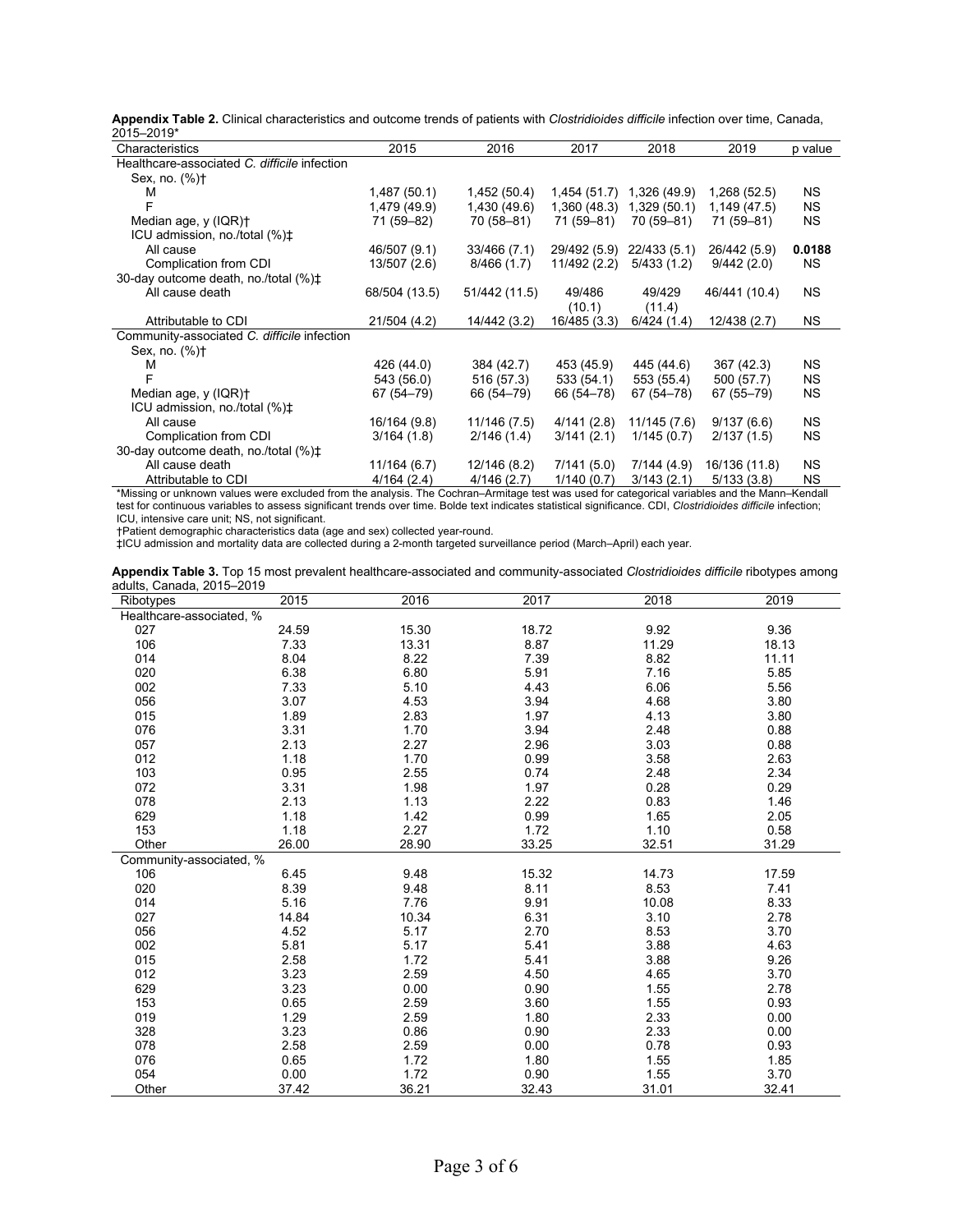**Appendix Table 2.** Clinical characteristics and outcome trends of patients with *Clostridioides difficile* infection over time, Canada, 2015–2019*

| Characteristics | 2015 | 2016 | 2017 | 2018 | 2019 | p value |
|---|---|---|---|---|---|---|
| Healthcare-associated *C. difficile* infection | | | | | | |
| Sex, no. (%)† | | | | | | |
| M | 1,487 (50.1) | 1,452 (50.4) | 1,454 (51.7) | 1,326 (49.9) | 1,268 (52.5) | NS |
| F | 1,479 (49.9) | 1,430 (49.6) | 1,360 (48.3) | 1,329 (50.1) | 1,149 (47.5) | NS |
| Median age, y (IQR)† | 71 (59–82) | 70 (58–81) | 71 (59–81) | 70 (59–81) | 71 (59–81) | NS |
| ICU admission, no./total (%)‡ | | | | | | |
| All cause | 46/507 (9.1) | 33/466 (7.1) | 29/492 (5.9) | 22/433 (5.1) | 26/442 (5.9) | **0.0188** |
| Complication from CDI | 13/507 (2.6) | 8/466 (1.7) | 11/492 (2.2) | 5/433 (1.2) | 9/442 (2.0) | NS |
| 30-day outcome death, no./total (%)‡ | | | | | | |
| All cause death | 68/504 (13.5) | 51/442 (11.5) | 49/486 (10.1) | 49/429 (11.4) | 46/441 (10.4) | NS |
| Attributable to CDI | 21/504 (4.2) | 14/442 (3.2) | 16/485 (3.3) | 6/424 (1.4) | 12/438 (2.7) | NS |
| Community-associated *C. difficile* infection | | | | | | |
| Sex, no. (%)† | | | | | | |
| M | 426 (44.0) | 384 (42.7) | 453 (45.9) | 445 (44.6) | 367 (42.3) | NS |
| F | 543 (56.0) | 516 (57.3) | 533 (54.1) | 553 (55.4) | 500 (57.7) | NS |
| Median age, y (IQR)† | 67 (54–79) | 66 (54–79) | 66 (54–78) | 67 (54–78) | 67 (55–79) | NS |
| ICU admission, no./total (%)‡ | | | | | | |
| All cause | 16/164 (9.8) | 11/146 (7.5) | 4/141 (2.8) | 11/145 (7.6) | 9/137 (6.6) | NS |
| Complication from CDI | 3/164 (1.8) | 2/146 (1.4) | 3/141 (2.1) | 1/145 (0.7) | 2/137 (1.5) | NS |
| 30-day outcome death, no./total (%)‡ | | | | | | |
| All cause death | 11/164 (6.7) | 12/146 (8.2) | 7/141 (5.0) | 7/144 (4.9) | 16/136 (11.8) | NS |
| Attributable to CDI | 4/164 (2.4) | 4/146 (2.7) | 1/140 (0.7) | 3/143 (2.1) | 5/133 (3.8) | NS |

*Missing or unknown values were excluded from the analysis. The Cochran–Armitage test was used for categorical variables and the Mann–Kendall test for continuous variables to assess significant trends over time. Bolde text indicates statistical significance. CDI, *Clostridioides difficile* infection; ICU, intensive care unit; NS, not significant.

†Patient demographic characteristics data (age and sex) collected year-round.

‡ICU admission and mortality data are collected during a 2-month targeted surveillance period (March–April) each year.

**Appendix Table 3.** Top 15 most prevalent healthcare-associated and community-associated *Clostridioides difficile* ribotypes among adults, Canada, 2015–2019

| Ribotypes | 2015 | 2016 | 2017 | 2018 | 2019 |
|---|---|---|---|---|---|
| Healthcare-associated, % | | | | | |
| 027 | 24.59 | 15.30 | 18.72 | 9.92 | 9.36 |
| 106 | 7.33 | 13.31 | 8.87 | 11.29 | 18.13 |
| 014 | 8.04 | 8.22 | 7.39 | 8.82 | 11.11 |
| 020 | 6.38 | 6.80 | 5.91 | 7.16 | 5.85 |
| 002 | 7.33 | 5.10 | 4.43 | 6.06 | 5.56 |
| 056 | 3.07 | 4.53 | 3.94 | 4.68 | 3.80 |
| 015 | 1.89 | 2.83 | 1.97 | 4.13 | 3.80 |
| 076 | 3.31 | 1.70 | 3.94 | 2.48 | 0.88 |
| 057 | 2.13 | 2.27 | 2.96 | 3.03 | 0.88 |
| 012 | 1.18 | 1.70 | 0.99 | 3.58 | 2.63 |
| 103 | 0.95 | 2.55 | 0.74 | 2.48 | 2.34 |
| 072 | 3.31 | 1.98 | 1.97 | 0.28 | 0.29 |
| 078 | 2.13 | 1.13 | 2.22 | 0.83 | 1.46 |
| 629 | 1.18 | 1.42 | 0.99 | 1.65 | 2.05 |
| 153 | 1.18 | 2.27 | 1.72 | 1.10 | 0.58 |
| Other | 26.00 | 28.90 | 33.25 | 32.51 | 31.29 |
| Community-associated, % | | | | | |
| 106 | 6.45 | 9.48 | 15.32 | 14.73 | 17.59 |
| 020 | 8.39 | 9.48 | 8.11 | 8.53 | 7.41 |
| 014 | 5.16 | 7.76 | 9.91 | 10.08 | 8.33 |
| 027 | 14.84 | 10.34 | 6.31 | 3.10 | 2.78 |
| 056 | 4.52 | 5.17 | 2.70 | 8.53 | 3.70 |
| 002 | 5.81 | 5.17 | 5.41 | 3.88 | 4.63 |
| 015 | 2.58 | 1.72 | 5.41 | 3.88 | 9.26 |
| 012 | 3.23 | 2.59 | 4.50 | 4.65 | 3.70 |
| 629 | 3.23 | 0.00 | 0.90 | 1.55 | 2.78 |
| 153 | 0.65 | 2.59 | 3.60 | 1.55 | 0.93 |
| 019 | 1.29 | 2.59 | 1.80 | 2.33 | 0.00 |
| 328 | 3.23 | 0.86 | 0.90 | 2.33 | 0.00 |
| 078 | 2.58 | 2.59 | 0.00 | 0.78 | 0.93 |
| 076 | 0.65 | 1.72 | 1.80 | 1.55 | 1.85 |
| 054 | 0.00 | 1.72 | 0.90 | 1.55 | 3.70 |
| Other | 37.42 | 36.21 | 32.43 | 31.01 | 32.41 |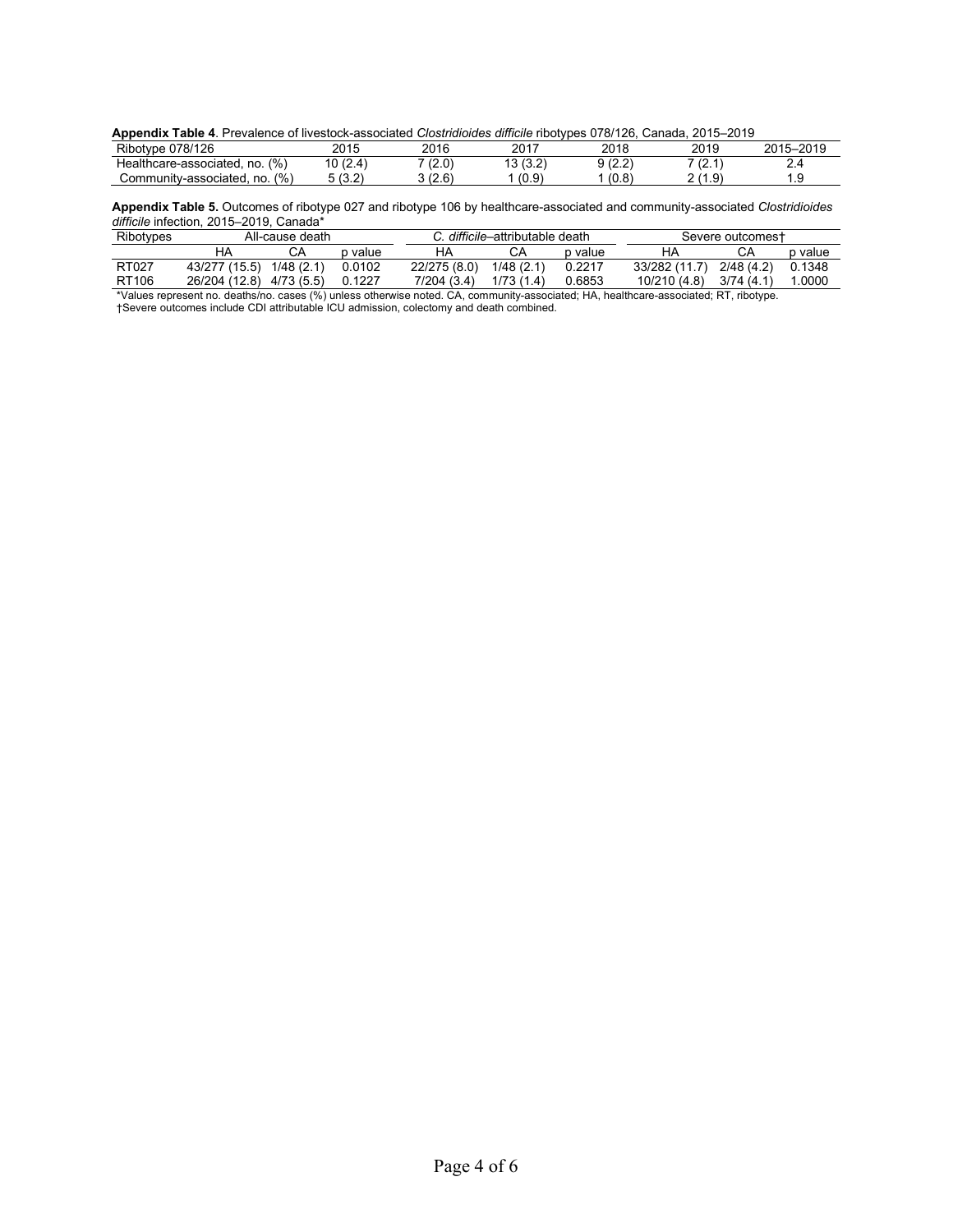**Appendix Table 4**. Prevalence of livestock-associated *Clostridioides difficile* ribotypes 078/126, Canada, 2015–2019

| Ribotype 078/126 | 2015 | 2016 | 2017 | 2018 | 2019 | 2015–2019 |
|---|---|---|---|---|---|---|
| Healthcare-associated, no. (%) | 10 (2.4) | 7 (2.0) | 13 (3.2) | 9 (2.2) | 7 (2.1) | 2.4 |
| Community-associated, no. (%) | 5 (3.2) | 3 (2.6) | 1 (0.9) | 1 (0.8) | 2 (1.9) | 1.9 |

**Appendix Table 5.** Outcomes of ribotype 027 and ribotype 106 by healthcare-associated and community-associated *Clostridioides difficile* infection, 2015–2019, Canada*

| Ribotypes | All-cause death | | | *C. difficile*–attributable death | | | Severe outcomes† | | |
|---|---|---|---|---|---|---|---|---|---|
| | HA | CA | p value | HA | CA | p value | HA | CA | p value |
| RT027 | 43/277 (15.5) | 1/48 (2.1) | 0.0102 | 22/275 (8.0) | 1/48 (2.1) | 0.2217 | 33/282 (11.7) | 2/48 (4.2) | 0.1348 |
| RT106 | 26/204 (12.8) | 4/73 (5.5) | 0.1227 | 7/204 (3.4) | 1/73 (1.4) | 0.6853 | 10/210 (4.8) | 3/74 (4.1) | 1.0000 |

*Values represent no. deaths/no. cases (%) unless otherwise noted. CA, community-associated; HA, healthcare-associated; RT, ribotype.
†Severe outcomes include CDI attributable ICU admission, colectomy and death combined.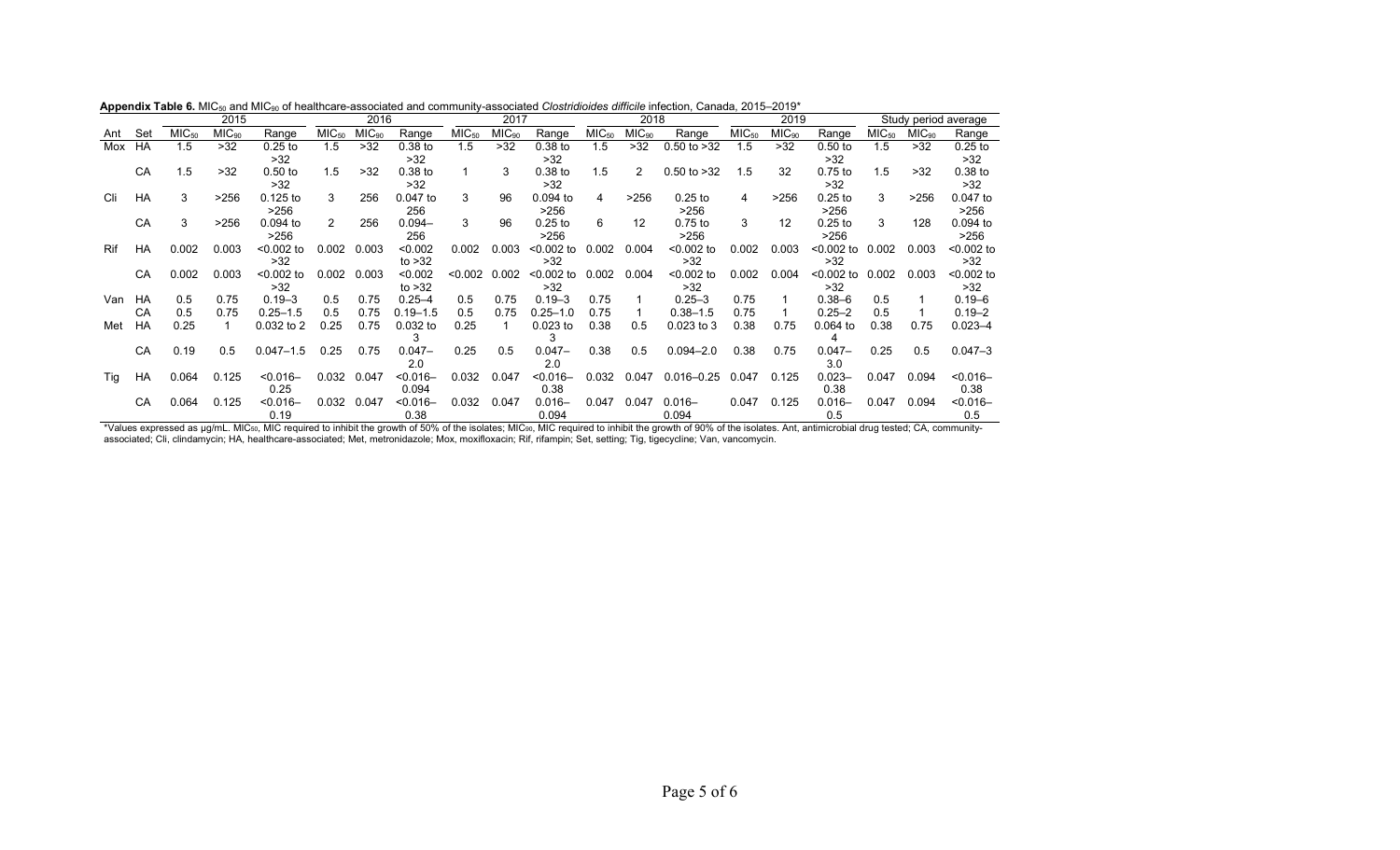**Appendix Table 6.** $MIC_{50}$ and $MIC_{90}$ of healthcare-associated and community-associated *Clostridioides difficile* infection, Canada, 2015–2019*

| | | 2015 | | | 2016 | | | 2017 | | | 2018 | | | 2019 | | | Study period average | | |
|---|---|---|---|---|---|---|---|---|---|---|---|---|---|---|---|---|---|---|---|
| Ant | Set | $MIC_{50}$ | $MIC_{90}$ | Range | $MIC_{50}$ | $MIC_{90}$ | Range | $MIC_{50}$ | $MIC_{90}$ | Range | $MIC_{50}$ | $MIC_{90}$ | Range | $MIC_{50}$ | $MIC_{90}$ | Range | $MIC_{50}$ | $MIC_{90}$ | Range |
| Mox | HA | 1.5 | >32 | 0.25 to >32 | 1.5 | >32 | 0.38 to >32 | 1.5 | >32 | 0.38 to >32 | 1.5 | >32 | 0.50 to >32 | 1.5 | >32 | 0.50 to >32 | 1.5 | >32 | 0.25 to >32 |
| | CA | 1.5 | >32 | 0.50 to >32 | 1.5 | >32 | 0.38 to >32 | 1 | 3 | 0.38 to >32 | 1.5 | 2 | 0.50 to >32 | 1.5 | 32 | 0.75 to >32 | 1.5 | >32 | 0.38 to >32 |
| Cli | HA | 3 | >256 | 0.125 to >256 | 3 | 256 | 0.047 to 256 | 3 | 96 | 0.094 to >256 | 4 | >256 | 0.25 to >256 | 4 | >256 | 0.25 to >256 | 3 | >256 | 0.047 to >256 |
| | CA | 3 | >256 | 0.094 to >256 | 2 | 256 | 0.094–256 | 3 | 96 | 0.25 to >256 | 6 | 12 | 0.75 to >256 | 3 | 12 | 0.25 to >256 | 3 | 128 | 0.094 to >256 |
| Rif | HA | 0.002 | 0.003 | <0.002 to >32 | 0.002 | 0.003 | <0.002 to >32 | 0.002 | 0.003 | <0.002 to >32 | 0.002 | 0.004 | <0.002 to >32 | 0.002 | 0.003 | <0.002 to >32 | 0.002 | 0.003 | <0.002 to >32 |
| | CA | 0.002 | 0.003 | <0.002 to >32 | 0.002 | 0.003 | <0.002 to >32 | <0.002 | 0.002 | <0.002 to >32 | 0.002 | 0.004 | <0.002 to >32 | 0.002 | 0.004 | <0.002 to >32 | 0.002 | 0.003 | <0.002 to >32 |
| Van | HA | 0.5 | 0.75 | 0.19–3 | 0.5 | 0.75 | 0.25–4 | 0.5 | 0.75 | 0.19–3 | 0.75 | 1 | 0.25–3 | 0.75 | 1 | 0.38–6 | 0.5 | 1 | 0.19–6 |
| | CA | 0.5 | 0.75 | 0.25–1.5 | 0.5 | 0.75 | 0.19–1.5 | 0.5 | 0.75 | 0.25–1.0 | 0.75 | 1 | 0.38–1.5 | 0.75 | 1 | 0.25–2 | 0.5 | 1 | 0.19–2 |
| Met | HA | 0.25 | 1 | 0.032 to 2 | 0.25 | 0.75 | 0.032 to 3 | 0.25 | 1 | 0.023 to 3 | 0.38 | 0.5 | 0.023 to 3 | 0.38 | 0.75 | 0.064 to 4 | 0.38 | 0.75 | 0.023–4 |
| | CA | 0.19 | 0.5 | 0.047–1.5 | 0.25 | 0.75 | 0.047–2.0 | 0.25 | 0.5 | 0.047–2.0 | 0.38 | 0.5 | 0.094–2.0 | 0.38 | 0.75 | 0.047–3.0 | 0.25 | 0.5 | 0.047–3 |
| Tig | HA | 0.064 | 0.125 | <0.016–0.25 | 0.032 | 0.047 | <0.016–0.094 | 0.032 | 0.047 | <0.016–0.38 | 0.032 | 0.047 | 0.016–0.25 | 0.047 | 0.125 | 0.023–0.38 | 0.047 | 0.094 | <0.016–0.38 |
| | CA | 0.064 | 0.125 | <0.016–0.19 | 0.032 | 0.047 | <0.016–0.38 | 0.032 | 0.047 | 0.016–0.094 | 0.047 | 0.047 | 0.016–0.094 | 0.047 | 0.125 | 0.016–0.5 | 0.047 | 0.094 | <0.016–0.5 |

*Values expressed as µg/mL. $MIC_{50}$, MIC required to inhibit the growth of 50% of the isolates; $MIC_{90}$, MIC required to inhibit the growth of 90% of the isolates. Ant, antimicrobial drug tested; CA, community-associated; Cli, clindamycin; HA, healthcare-associated; Met, metronidazole; Mox, moxifloxacin; Rif, rifampin; Set, setting; Tig, tigecycline; Van, vancomycin.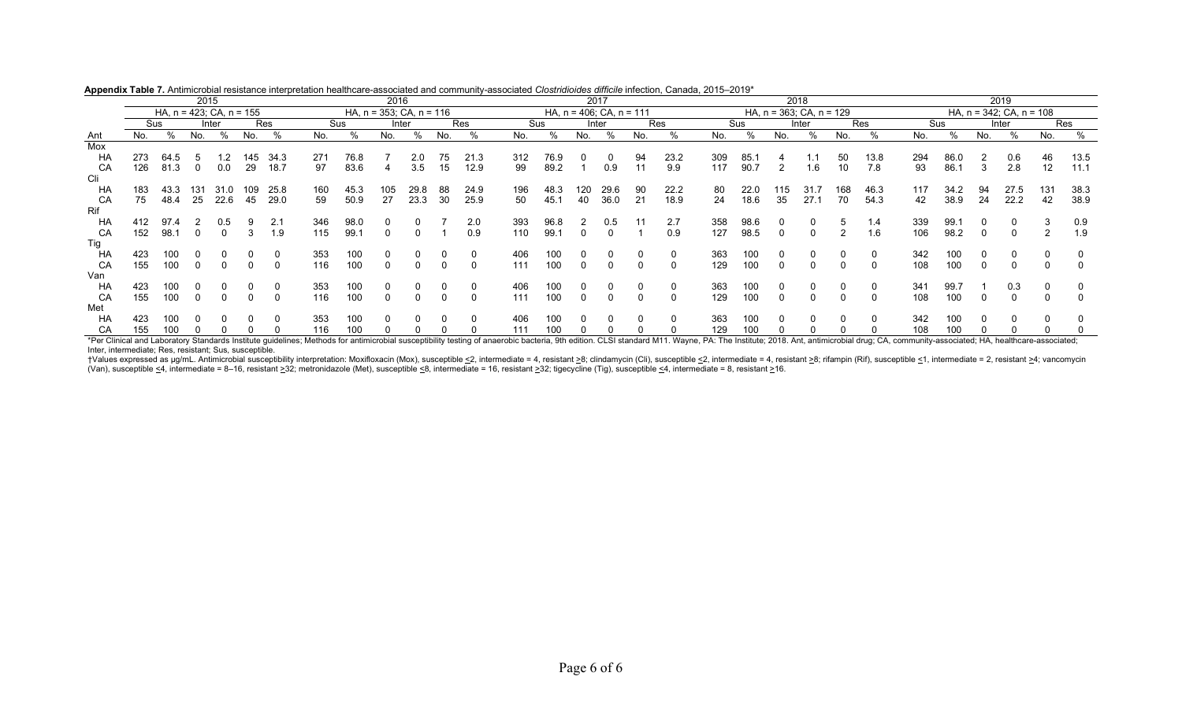**Appendix Table 7.** Antimicrobial resistance interpretation healthcare-associated and community-associated *Clostridioides difficile* infection, Canada, 2015–2019*

| | 2015 | | | | | | 2016 | | | | | | 2017 | | | | | | 2018 | | | | | | 2019 | | | | | |
|---|---|---|---|---|---|---|---|---|---|---|---|---|---|---|---|---|---|---|---|---|---|---|---|---|---|---|---|---|---|---|
| | HA, n = 423; CA, n = 155 | | | | | | HA, n = 353; CA, n = 116 | | | | | | HA, n = 406; CA, n = 111 | | | | | | HA, n = 363; CA, n = 129 | | | | | | HA, n = 342; CA, n = 108 | | | | | |
| | Sus | | Inter | | Res | | Sus | | Inter | | Res | | Sus | | Inter | | Res | | Sus | | Inter | | Res | | Sus | | Inter | | Res | |
| Ant | No. | % | No. | % | No. | % | No. | % | No. | % | No. | % | No. | % | No. | % | No. | % | No. | % | No. | % | No. | % | No. | % | No. | % | No. | % |
| Mox | | | | | | | | | | | | | | | | | | | | | | | | | | | | | | |
| HA | 273 | 64.5 | 5 | 1.2 | 145 | 34.3 | 271 | 76.8 | 7 | 2.0 | 75 | 21.3 | 312 | 76.9 | 0 | 0 | 94 | 23.2 | 309 | 85.1 | 4 | 1.1 | 50 | 13.8 | 294 | 86.0 | 2 | 0.6 | 46 | 13.5 |
| CA | 126 | 81.3 | 0 | 0.0 | 29 | 18.7 | 97 | 83.6 | 4 | 3.5 | 15 | 12.9 | 99 | 89.2 | 1 | 0.9 | 11 | 9.9 | 117 | 90.7 | 2 | 1.6 | 10 | 7.8 | 93 | 86.1 | 3 | 2.8 | 12 | 11.1 |
| Cli | | | | | | | | | | | | | | | | | | | | | | | | | | | | | | |
| HA | 183 | 43.3 | 131 | 31.0 | 109 | 25.8 | 160 | 45.3 | 105 | 29.8 | 88 | 24.9 | 196 | 48.3 | 120 | 29.6 | 90 | 22.2 | 80 | 22.0 | 115 | 31.7 | 168 | 46.3 | 117 | 34.2 | 94 | 27.5 | 131 | 38.3 |
| CA | 75 | 48.4 | 25 | 22.6 | 45 | 29.0 | 59 | 50.9 | 27 | 23.3 | 30 | 25.9 | 50 | 45.1 | 40 | 36.0 | 21 | 18.9 | 24 | 18.6 | 35 | 27.1 | 70 | 54.3 | 42 | 38.9 | 24 | 22.2 | 42 | 38.9 |
| Rif | | | | | | | | | | | | | | | | | | | | | | | | | | | | | | |
| HA | 412 | 97.4 | 2 | 0.5 | 9 | 2.1 | 346 | 98.0 | 0 | 0 | 7 | 2.0 | 393 | 96.8 | 2 | 0.5 | 11 | 2.7 | 358 | 98.6 | 0 | 0 | 5 | 1.4 | 339 | 99.1 | 0 | 0 | 3 | 0.9 |
| CA | 152 | 98.1 | 0 | 0 | 3 | 1.9 | 115 | 99.1 | 0 | 0 | 1 | 0.9 | 110 | 99.1 | 0 | 0 | 1 | 0.9 | 127 | 98.5 | 0 | 0 | 2 | 1.6 | 106 | 98.2 | 0 | 0 | 2 | 1.9 |
| Tig | | | | | | | | | | | | | | | | | | | | | | | | | | | | | | |
| HA | 423 | 100 | 0 | 0 | 0 | 0 | 353 | 100 | 0 | 0 | 0 | 0 | 406 | 100 | 0 | 0 | 0 | 0 | 363 | 100 | 0 | 0 | 0 | 0 | 342 | 100 | 0 | 0 | 0 | 0 |
| CA | 155 | 100 | 0 | 0 | 0 | 0 | 116 | 100 | 0 | 0 | 0 | 0 | 111 | 100 | 0 | 0 | 0 | 0 | 129 | 100 | 0 | 0 | 0 | 0 | 108 | 100 | 0 | 0 | 0 | 0 |
| Van | | | | | | | | | | | | | | | | | | | | | | | | | | | | | | |
| HA | 423 | 100 | 0 | 0 | 0 | 0 | 353 | 100 | 0 | 0 | 0 | 0 | 406 | 100 | 0 | 0 | 0 | 0 | 363 | 100 | 0 | 0 | 0 | 0 | 341 | 99.7 | 1 | 0.3 | 0 | 0 |
| CA | 155 | 100 | 0 | 0 | 0 | 0 | 116 | 100 | 0 | 0 | 0 | 0 | 111 | 100 | 0 | 0 | 0 | 0 | 129 | 100 | 0 | 0 | 0 | 0 | 108 | 100 | 0 | 0 | 0 | 0 |
| Met | | | | | | | | | | | | | | | | | | | | | | | | | | | | | | |
| HA | 423 | 100 | 0 | 0 | 0 | 0 | 353 | 100 | 0 | 0 | 0 | 0 | 406 | 100 | 0 | 0 | 0 | 0 | 363 | 100 | 0 | 0 | 0 | 0 | 342 | 100 | 0 | 0 | 0 | 0 |
| CA | 155 | 100 | 0 | 0 | 0 | 0 | 116 | 100 | 0 | 0 | 0 | 0 | 111 | 100 | 0 | 0 | 0 | 0 | 129 | 100 | 0 | 0 | 0 | 0 | 108 | 100 | 0 | 0 | 0 | 0 |

*Per Clinical and Laboratory Standards Institute guidelines; Methods for antimicrobial susceptibility testing of anaerobic bacteria, 9th edition. CLSI standard M11. Wayne, PA: The Institute; 2018. Ant, antimicrobial drug; CA, community-associated; HA, healthcare-associated; Inter, intermediate; Res, resistant; Sus, susceptible.

†Values expressed as µg/mL. Antimicrobial susceptibility interpretation: Moxifloxacin (Mox), susceptible ≤2, intermediate = 4, resistant ≥8; clindamycin (Cli), susceptible ≤2, intermediate = 4, resistant ≥8; rifampin (Rif), susceptible ≤1, intermediate = 2, resistant ≥4; vancomycin (Van), susceptible ≤4, intermediate = 8–16, resistant ≥32; metronidazole (Met), susceptible ≤8, intermediate = 16, resistant ≥32; tigecycline (Tig), susceptible ≤4, intermediate = 8, resistant ≥16.